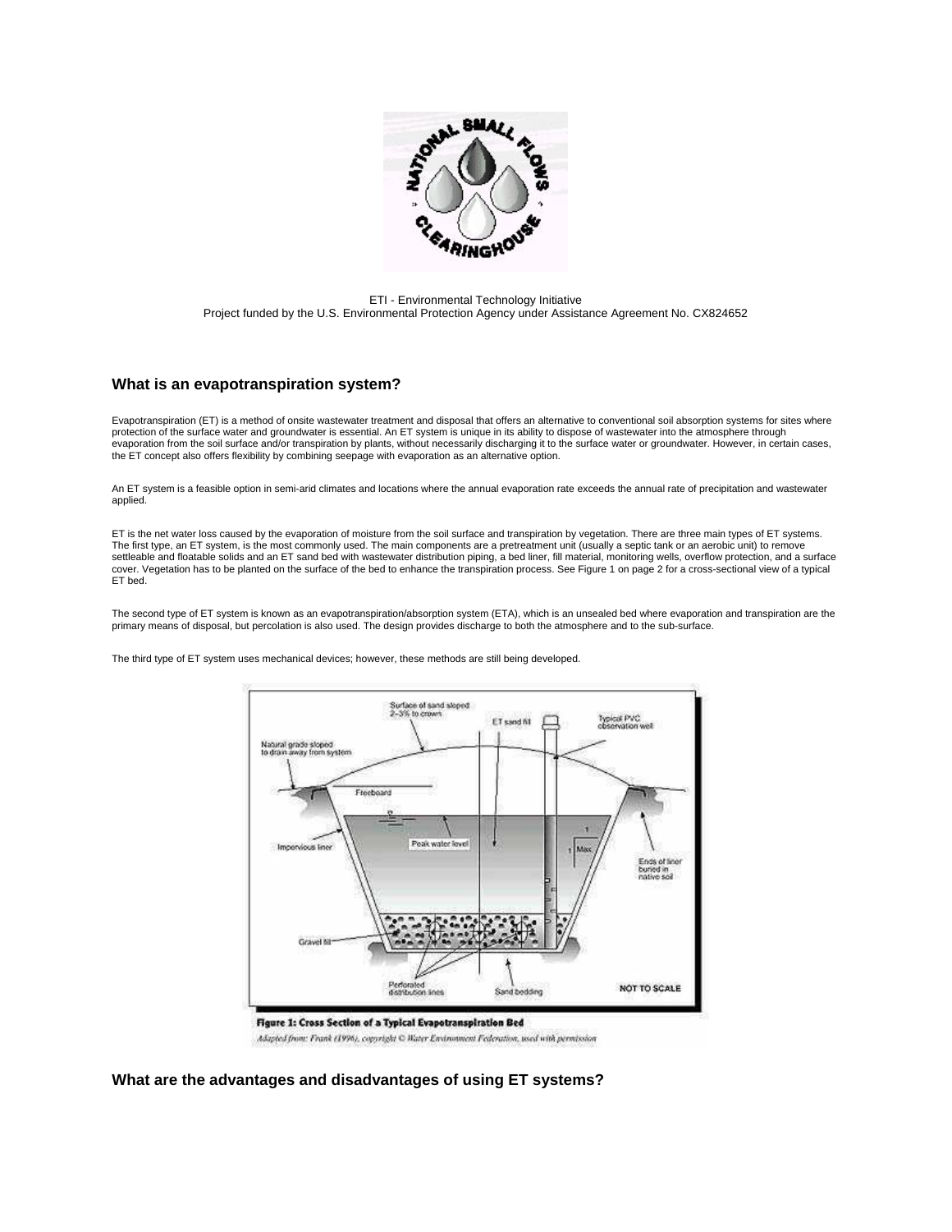ETI - Environmental Technology Initiative
Project funded by the U.S. Environmental Protection Agency under Assistance Agreement No. CX824652

## What is an evapotranspiration system?

Evapotranspiration (ET) is a method of onsite wastewater treatment and disposal that offers an alternative to conventional soil absorption systems for sites where protection of the surface water and groundwater is essential. An ET system is unique in its ability to dispose of wastewater into the atmosphere through evaporation from the soil surface and/or transpiration by plants, without necessarily discharging it to the surface water or groundwater. However, in certain cases, the ET concept also offers flexibility by combining seepage with evaporation as an alternative option.

An ET system is a feasible option in semi-arid climates and locations where the annual evaporation rate exceeds the annual rate of precipitation and wastewater applied.

ET is the net water loss caused by the evaporation of moisture from the soil surface and transpiration by vegetation. There are three main types of ET systems. The first type, an ET system, is the most commonly used. The main components are a pretreatment unit (usually a septic tank or an aerobic unit) to remove settleable and floatable solids and an ET sand bed with wastewater distribution piping, a bed liner, fill material, monitoring wells, overflow protection, and a surface cover. Vegetation has to be planted on the surface of the bed to enhance the transpiration process. See Figure 1 on page 2 for a cross-sectional view of a typical ET bed.

The second type of ET system is known as an evapotranspiration/absorption system (ETA), which is an unsealed bed where evaporation and transpiration are the primary means of disposal, but percolation is also used. The design provides discharge to both the atmosphere and to the sub-surface.

The third type of ET system uses mechanical devices; however, these methods are still being developed.

**Figure 1: Cross Section of a Typical Evapotranspiration Bed**

*Adapted from: Frank (1996), copyright © Water Environment Federation, used with permission*

## What are the advantages and disadvantages of using ET systems?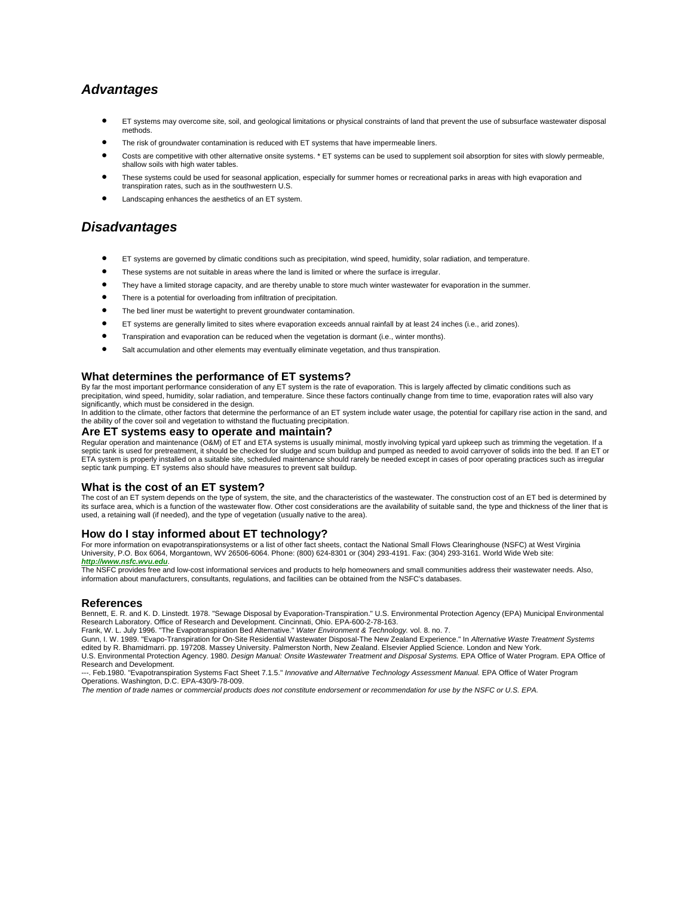## *Advantages*

- ET systems may overcome site, soil, and geological limitations or physical constraints of land that prevent the use of subsurface wastewater disposal methods.
- The risk of groundwater contamination is reduced with ET systems that have impermeable liners.
- Costs are competitive with other alternative onsite systems. * ET systems can be used to supplement soil absorption for sites with slowly permeable, shallow soils with high water tables.
- These systems could be used for seasonal application, especially for summer homes or recreational parks in areas with high evaporation and transpiration rates, such as in the southwestern U.S.
- Landscaping enhances the aesthetics of an ET system.

## *Disadvantages*

- ET systems are governed by climatic conditions such as precipitation, wind speed, humidity, solar radiation, and temperature.
- These systems are not suitable in areas where the land is limited or where the surface is irregular.
- They have a limited storage capacity, and are thereby unable to store much winter wastewater for evaporation in the summer.
- There is a potential for overloading from infiltration of precipitation.
- The bed liner must be watertight to prevent groundwater contamination.
- ET systems are generally limited to sites where evaporation exceeds annual rainfall by at least 24 inches (i.e., arid zones).
- Transpiration and evaporation can be reduced when the vegetation is dormant (i.e., winter months).
- Salt accumulation and other elements may eventually eliminate vegetation, and thus transpiration.

### What determines the performance of ET systems?

By far the most important performance consideration of any ET system is the rate of evaporation. This is largely affected by climatic conditions such as precipitation, wind speed, humidity, solar radiation, and temperature. Since these factors continually change from time to time, evaporation rates will also vary significantly, which must be considered in the design.

In addition to the climate, other factors that determine the performance of an ET system include water usage, the potential for capillary rise action in the sand, and the ability of the cover soil and vegetation to withstand the fluctuating precipitation.

### Are ET systems easy to operate and maintain?

Regular operation and maintenance (O&M) of ET and ETA systems is usually minimal, mostly involving typical yard upkeep such as trimming the vegetation. If a septic tank is used for pretreatment, it should be checked for sludge and scum buildup and pumped as needed to avoid carryover of solids into the bed. If an ET or ETA system is properly installed on a suitable site, scheduled maintenance should rarely be needed except in cases of poor operating practices such as irregular septic tank pumping. ET systems also should have measures to prevent salt buildup.

### What is the cost of an ET system?

The cost of an ET system depends on the type of system, the site, and the characteristics of the wastewater. The construction cost of an ET bed is determined by its surface area, which is a function of the wastewater flow. Other cost considerations are the availability of suitable sand, the type and thickness of the liner that is used, a retaining wall (if needed), and the type of vegetation (usually native to the area).

### How do I stay informed about ET technology?

For more information on evapotranspirationsystems or a list of other fact sheets, contact the National Small Flows Clearinghouse (NSFC) at West Virginia University, P.O. Box 6064, Morgantown, WV 26506-6064. Phone: (800) 624-8301 or (304) 293-4191. Fax: (304) 293-3161. World Wide Web site: ***http://www.nsfc.wvu.edu***.

The NSFC provides free and low-cost informational services and products to help homeowners and small communities address their wastewater needs. Also, information about manufacturers, consultants, regulations, and facilities can be obtained from the NSFC's databases.

### References

Bennett, E. R. and K. D. Linstedt. 1978. "Sewage Disposal by Evaporation-Transpiration." U.S. Environmental Protection Agency (EPA) Municipal Environmental Research Laboratory. Office of Research and Development. Cincinnati, Ohio. EPA-600-2-78-163.

Frank, W. L. July 1996. "The Evapotranspiration Bed Alternative." *Water Environment & Technology.* vol. 8. no. 7.

Gunn, I. W. 1989. "Evapo-Transpiration for On-Site Residential Wastewater Disposal-The New Zealand Experience." In *Alternative Waste Treatment Systems* edited by R. Bhamidmarri. pp. 197208. Massey University. Palmerston North, New Zealand. Elsevier Applied Science. London and New York.

U.S. Environmental Protection Agency. 1980. *Design Manual: Onsite Wastewater Treatment and Disposal Systems.* EPA Office of Water Program. EPA Office of Research and Development.

---. Feb.1980. "Evapotranspiration Systems Fact Sheet 7.1.5." *Innovative and Alternative Technology Assessment Manual.* EPA Office of Water Program Operations. Washington, D.C. EPA-430/9-78-009.

*The mention of trade names or commercial products does not constitute endorsement or recommendation for use by the NSFC or U.S. EPA.*